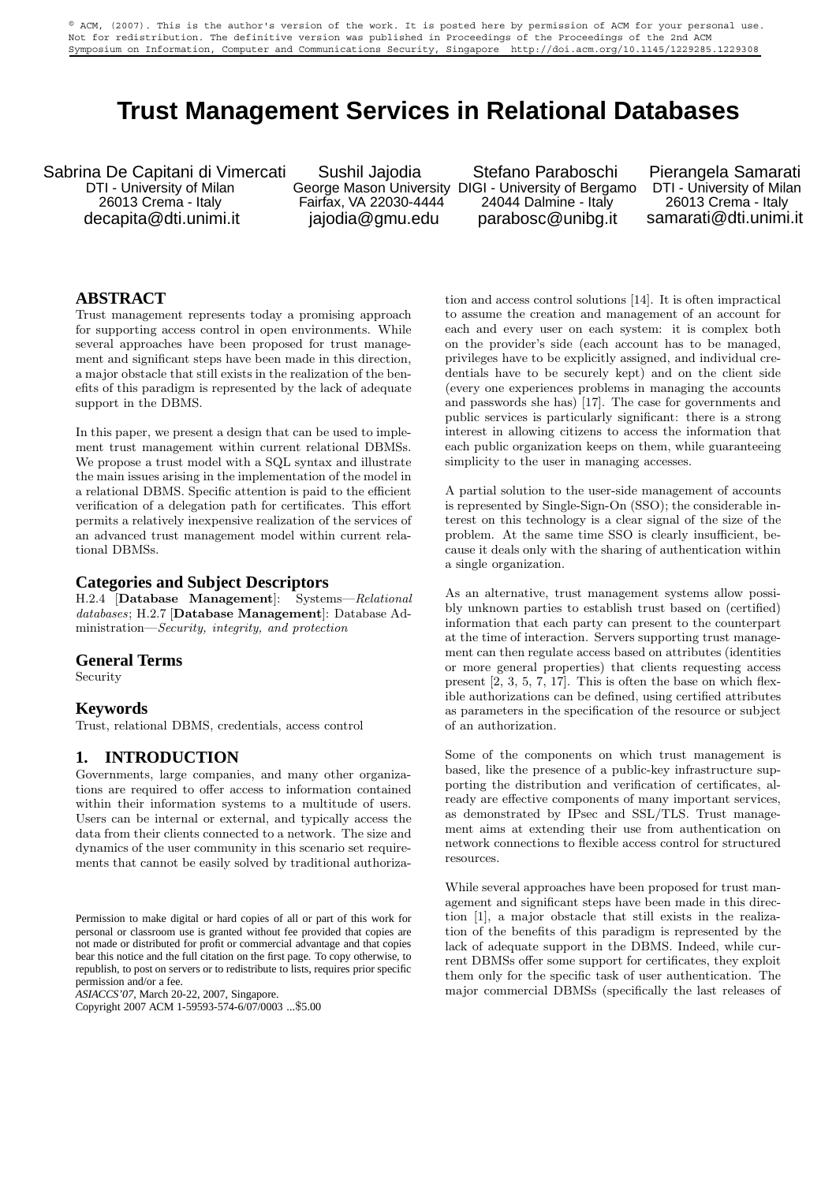© ACM, (2007). This is the author's version of the work. It is posted here by permission of ACM for your personal use. Not for redistribution. The definitive version was published in Proceedings of the Proceedings of the 2nd ACM Symposium on Information, Computer and Communications Security, Singapore http://doi.acm.org/10.1145/1229285.1229308

# Trust Management Services in Relational Databases

Sabrina De Capitani di Vimercati
DTI - University of Milan
26013 Crema - Italy
decapita@dti.unimi.it

Sushil Jajodia
George Mason University
Fairfax, VA 22030-4444
jajodia@gmu.edu

Stefano Paraboschi
DIGI - University of Bergamo
24044 Dalmine - Italy
parabosc@unibg.it

Pierangela Samarati
DTI - University of Milan
26013 Crema - Italy
samarati@dti.unimi.it

## ABSTRACT

Trust management represents today a promising approach for supporting access control in open environments. While several approaches have been proposed for trust management and significant steps have been made in this direction, a major obstacle that still exists in the realization of the benefits of this paradigm is represented by the lack of adequate support in the DBMS.

In this paper, we present a design that can be used to implement trust management within current relational DBMSs. We propose a trust model with a SQL syntax and illustrate the main issues arising in the implementation of the model in a relational DBMS. Specific attention is paid to the efficient verification of a delegation path for certificates. This effort permits a relatively inexpensive realization of the services of an advanced trust management model within current relational DBMSs.

### Categories and Subject Descriptors

H.2.4 [**Database Management**]: Systems—*Relational databases*; H.2.7 [**Database Management**]: Database Administration—*Security, integrity, and protection*

### General Terms

Security

### Keywords

Trust, relational DBMS, credentials, access control

## 1. INTRODUCTION

Governments, large companies, and many other organizations are required to offer access to information contained within their information systems to a multitude of users. Users can be internal or external, and typically access the data from their clients connected to a network. The size and dynamics of the user community in this scenario set requirements that cannot be easily solved by traditional authorization and access control solutions [14]. It is often impractical to assume the creation and management of an account for each and every user on each system: it is complex both on the provider's side (each account has to be managed, privileges have to be explicitly assigned, and individual credentials have to be securely kept) and on the client side (every one experiences problems in managing the accounts and passwords she has) [17]. The case for governments and public services is particularly significant: there is a strong interest in allowing citizens to access the information that each public organization keeps on them, while guaranteeing simplicity to the user in managing accesses.

A partial solution to the user-side management of accounts is represented by Single-Sign-On (SSO); the considerable interest on this technology is a clear signal of the size of the problem. At the same time SSO is clearly insufficient, because it deals only with the sharing of authentication within a single organization.

As an alternative, trust management systems allow possibly unknown parties to establish trust based on (certified) information that each party can present to the counterpart at the time of interaction. Servers supporting trust management can then regulate access based on attributes (identities or more general properties) that clients requesting access present [2, 3, 5, 7, 17]. This is often the base on which flexible authorizations can be defined, using certified attributes as parameters in the specification of the resource or subject of an authorization.

Some of the components on which trust management is based, like the presence of a public-key infrastructure supporting the distribution and verification of certificates, already are effective components of many important services, as demonstrated by IPsec and SSL/TLS. Trust management aims at extending their use from authentication on network connections to flexible access control for structured resources.

While several approaches have been proposed for trust management and significant steps have been made in this direction [1], a major obstacle that still exists in the realization of the benefits of this paradigm is represented by the lack of adequate support in the DBMS. Indeed, while current DBMSs offer some support for certificates, they exploit them only for the specific task of user authentication. The major commercial DBMSs (specifically the last releases of

Permission to make digital or hard copies of all or part of this work for personal or classroom use is granted without fee provided that copies are not made or distributed for profit or commercial advantage and that copies bear this notice and the full citation on the first page. To copy otherwise, to republish, to post on servers or to redistribute to lists, requires prior specific permission and/or a fee.
*ASIACCS'07*, March 20-22, 2007, Singapore.
Copyright 2007 ACM 1-59593-574-6/07/0003 ...$5.00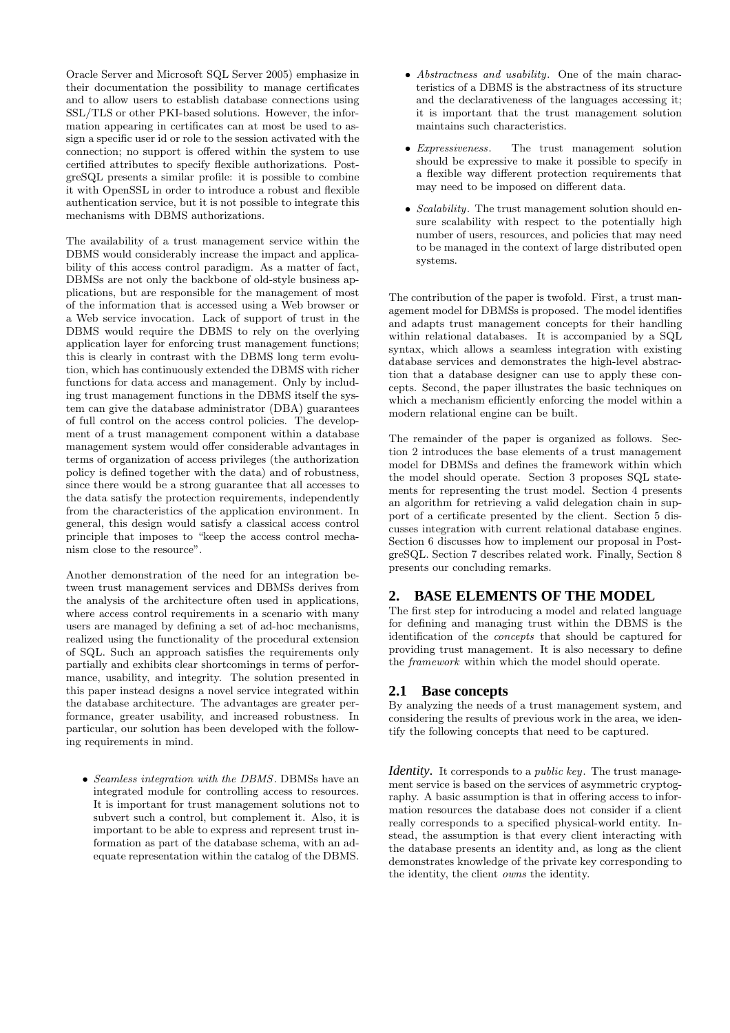Oracle Server and Microsoft SQL Server 2005) emphasize in their documentation the possibility to manage certificates and to allow users to establish database connections using SSL/TLS or other PKI-based solutions. However, the information appearing in certificates can at most be used to assign a specific user id or role to the session activated with the connection; no support is offered within the system to use certified attributes to specify flexible authorizations. PostgreSQL presents a similar profile: it is possible to combine it with OpenSSL in order to introduce a robust and flexible authentication service, but it is not possible to integrate this mechanisms with DBMS authorizations.

The availability of a trust management service within the DBMS would considerably increase the impact and applicability of this access control paradigm. As a matter of fact, DBMSs are not only the backbone of old-style business applications, but are responsible for the management of most of the information that is accessed using a Web browser or a Web service invocation. Lack of support of trust in the DBMS would require the DBMS to rely on the overlying application layer for enforcing trust management functions; this is clearly in contrast with the DBMS long term evolution, which has continuously extended the DBMS with richer functions for data access and management. Only by including trust management functions in the DBMS itself the system can give the database administrator (DBA) guarantees of full control on the access control policies. The development of a trust management component within a database management system would offer considerable advantages in terms of organization of access privileges (the authorization policy is defined together with the data) and of robustness, since there would be a strong guarantee that all accesses to the data satisfy the protection requirements, independently from the characteristics of the application environment. In general, this design would satisfy a classical access control principle that imposes to "keep the access control mechanism close to the resource".

Another demonstration of the need for an integration between trust management services and DBMSs derives from the analysis of the architecture often used in applications, where access control requirements in a scenario with many users are managed by defining a set of ad-hoc mechanisms, realized using the functionality of the procedural extension of SQL. Such an approach satisfies the requirements only partially and exhibits clear shortcomings in terms of performance, usability, and integrity. The solution presented in this paper instead designs a novel service integrated within the database architecture. The advantages are greater performance, greater usability, and increased robustness. In particular, our solution has been developed with the following requirements in mind.

- *Seamless integration with the DBMS*. DBMSs have an integrated module for controlling access to resources. It is important for trust management solutions not to subvert such a control, but complement it. Also, it is important to be able to express and represent trust information as part of the database schema, with an adequate representation within the catalog of the DBMS.
- *Abstractness and usability*. One of the main characteristics of a DBMS is the abstractness of its structure and the declarativeness of the languages accessing it; it is important that the trust management solution maintains such characteristics.
- *Expressiveness*. The trust management solution should be expressive to make it possible to specify in a flexible way different protection requirements that may need to be imposed on different data.
- *Scalability*. The trust management solution should ensure scalability with respect to the potentially high number of users, resources, and policies that may need to be managed in the context of large distributed open systems.

The contribution of the paper is twofold. First, a trust management model for DBMSs is proposed. The model identifies and adapts trust management concepts for their handling within relational databases. It is accompanied by a SQL syntax, which allows a seamless integration with existing database services and demonstrates the high-level abstraction that a database designer can use to apply these concepts. Second, the paper illustrates the basic techniques on which a mechanism efficiently enforcing the model within a modern relational engine can be built.

The remainder of the paper is organized as follows. Section 2 introduces the base elements of a trust management model for DBMSs and defines the framework within which the model should operate. Section 3 proposes SQL statements for representing the trust model. Section 4 presents an algorithm for retrieving a valid delegation chain in support of a certificate presented by the client. Section 5 discusses integration with current relational database engines. Section 6 discusses how to implement our proposal in PostgreSQL. Section 7 describes related work. Finally, Section 8 presents our concluding remarks.

## 2. BASE ELEMENTS OF THE MODEL

The first step for introducing a model and related language for defining and managing trust within the DBMS is the identification of the *concepts* that should be captured for providing trust management. It is also necessary to define the *framework* within which the model should operate.

### 2.1 Base concepts

By analyzing the needs of a trust management system, and considering the results of previous work in the area, we identify the following concepts that need to be captured.

***Identity.*** It corresponds to a *public key*. The trust management service is based on the services of asymmetric cryptography. A basic assumption is that in offering access to information resources the database does not consider if a client really corresponds to a specified physical-world entity. Instead, the assumption is that every client interacting with the database presents an identity and, as long as the client demonstrates knowledge of the private key corresponding to the identity, the client *owns* the identity.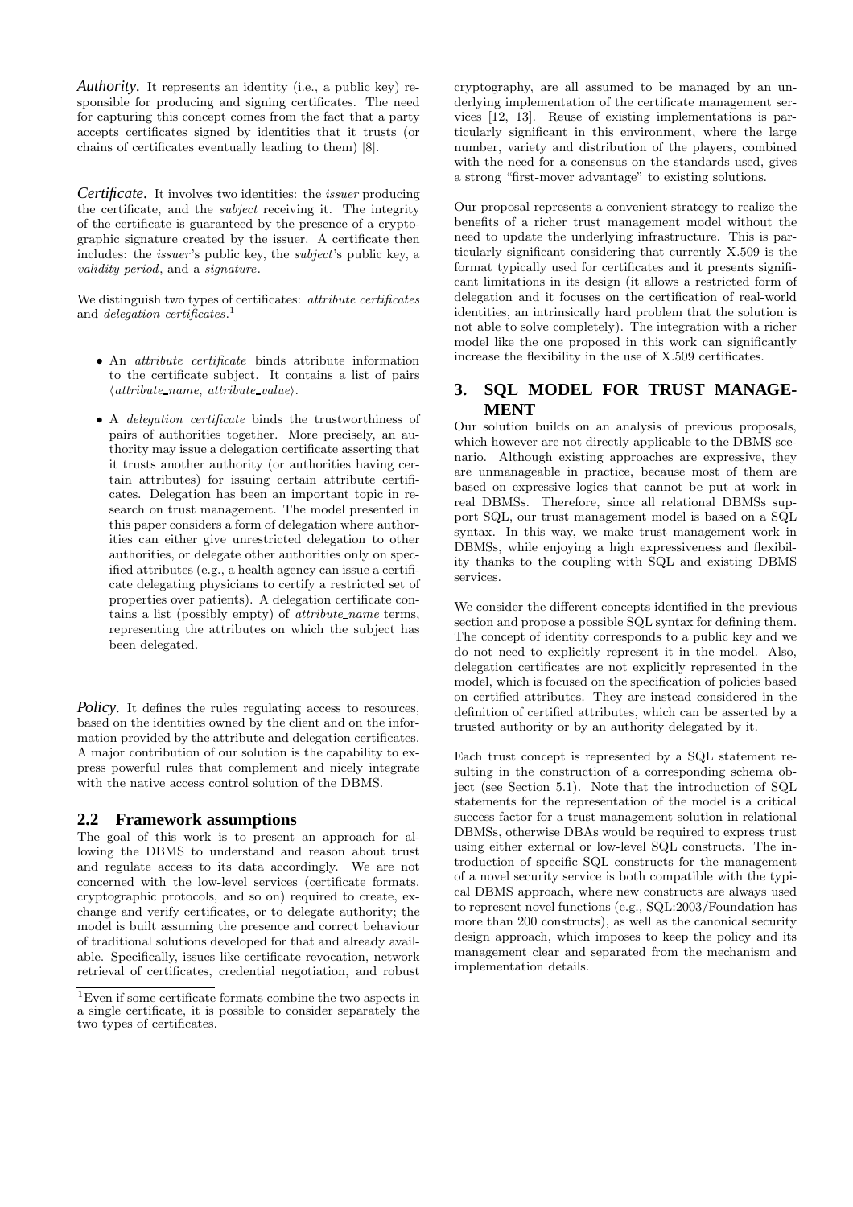**Authority.** It represents an identity (i.e., a public key) responsible for producing and signing certificates. The need for capturing this concept comes from the fact that a party accepts certificates signed by identities that it trusts (or chains of certificates eventually leading to them) [8].

**Certificate.** It involves two identities: the *issuer* producing the certificate, and the *subject* receiving it. The integrity of the certificate is guaranteed by the presence of a cryptographic signature created by the issuer. A certificate then includes: the *issuer*'s public key, the *subject*'s public key, a *validity period*, and a *signature*.

We distinguish two types of certificates: *attribute certificates* and *delegation certificates*.[1]

- An *attribute certificate* binds attribute information to the certificate subject. It contains a list of pairs ⟨*attribute_name*, *attribute_value*⟩.
- A *delegation certificate* binds the trustworthiness of pairs of authorities together. More precisely, an authority may issue a delegation certificate asserting that it trusts another authority (or authorities having certain attributes) for issuing certain attribute certificates. Delegation has been an important topic in research on trust management. The model presented in this paper considers a form of delegation where authorities can either give unrestricted delegation to other authorities, or delegate other authorities only on specified attributes (e.g., a health agency can issue a certificate delegating physicians to certify a restricted set of properties over patients). A delegation certificate contains a list (possibly empty) of *attribute_name* terms, representing the attributes on which the subject has been delegated.

**Policy.** It defines the rules regulating access to resources, based on the identities owned by the client and on the information provided by the attribute and delegation certificates. A major contribution of our solution is the capability to express powerful rules that complement and nicely integrate with the native access control solution of the DBMS.

## 2.2 Framework assumptions

The goal of this work is to present an approach for allowing the DBMS to understand and reason about trust and regulate access to its data accordingly. We are not concerned with the low-level services (certificate formats, cryptographic protocols, and so on) required to create, exchange and verify certificates, or to delegate authority; the model is built assuming the presence and correct behaviour of traditional solutions developed for that and already available. Specifically, issues like certificate revocation, network retrieval of certificates, credential negotiation, and robust cryptography, are all assumed to be managed by an underlying implementation of the certificate management services [12, 13]. Reuse of existing implementations is particularly significant in this environment, where the large number, variety and distribution of the players, combined with the need for a consensus on the standards used, gives a strong "first-mover advantage" to existing solutions.

Our proposal represents a convenient strategy to realize the benefits of a richer trust management model without the need to update the underlying infrastructure. This is particularly significant considering that currently X.509 is the format typically used for certificates and it presents significant limitations in its design (it allows a restricted form of delegation and it focuses on the certification of real-world identities, an intrinsically hard problem that the solution is not able to solve completely). The integration with a richer model like the one proposed in this work can significantly increase the flexibility in the use of X.509 certificates.

# 3. SQL MODEL FOR TRUST MANAGEMENT

Our solution builds on an analysis of previous proposals, which however are not directly applicable to the DBMS scenario. Although existing approaches are expressive, they are unmanageable in practice, because most of them are based on expressive logics that cannot be put at work in real DBMSs. Therefore, since all relational DBMSs support SQL, our trust management model is based on a SQL syntax. In this way, we make trust management work in DBMSs, while enjoying a high expressiveness and flexibility thanks to the coupling with SQL and existing DBMS services.

We consider the different concepts identified in the previous section and propose a possible SQL syntax for defining them. The concept of identity corresponds to a public key and we do not need to explicitly represent it in the model. Also, delegation certificates are not explicitly represented in the model, which is focused on the specification of policies based on certified attributes. They are instead considered in the definition of certified attributes, which can be asserted by a trusted authority or by an authority delegated by it.

Each trust concept is represented by a SQL statement resulting in the construction of a corresponding schema object (see Section 5.1). Note that the introduction of SQL statements for the representation of the model is a critical success factor for a trust management solution in relational DBMSs, otherwise DBAs would be required to express trust using either external or low-level SQL constructs. The introduction of specific SQL constructs for the management of a novel security service is both compatible with the typical DBMS approach, where new constructs are always used to represent novel functions (e.g., SQL:2003/Foundation has more than 200 constructs), as well as the canonical security design approach, which imposes to keep the policy and its management clear and separated from the mechanism and implementation details.

[1] Even if some certificate formats combine the two aspects in a single certificate, it is possible to consider separately the two types of certificates.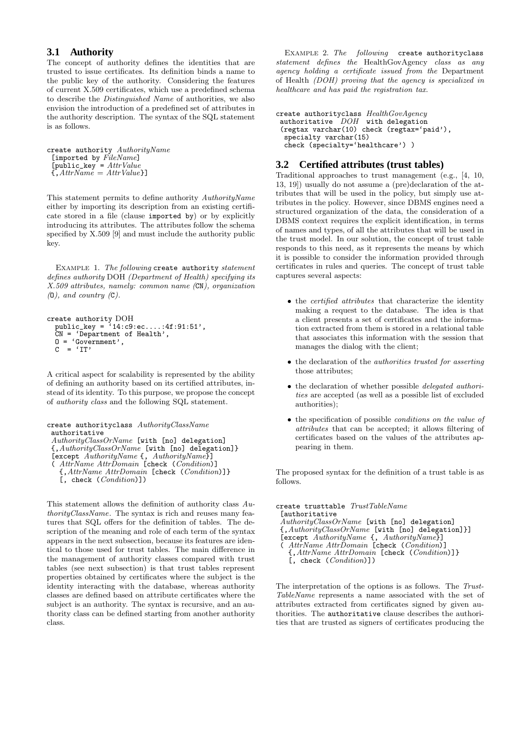### 3.1 Authority

The concept of authority defines the identities that are trusted to issue certificates. Its definition binds a name to the public key of the authority. Considering the features of current X.509 certificates, which use a predefined schema to describe the *Distinguished Name* of authorities, we also envision the introduction of a predefined set of attributes in the authority description. The syntax of the SQL statement is as follows.

```
create authority AuthorityName
 [imported by FileName]
 [public_key = AttrValue
 {,AttrName = AttrValue}]
```

This statement permits to define authority *AuthorityName* either by importing its description from an existing certificate stored in a file (clause `imported by`) or by explicitly introducing its attributes. The attributes follow the schema specified by X.509 [9] and must include the authority public key.

Example 1. *The following* `create authority` *statement defines authority* DOH *(Department of Health) specifying its X.509 attributes, namely: common name (*`CN`*), organization (*`O`*), and country (*`C`*).*

```
create authority DOH
  public_key = '14:c9:ec....:4f:91:51',
  CN = 'Department of Health',
  O = 'Government',
  C  = 'IT'
```

A critical aspect for scalability is represented by the ability of defining an authority based on its certified attributes, instead of its identity. To this purpose, we propose the concept of *authority class* and the following SQL statement.

```
create authorityclass AuthorityClassName
 authoritative
 AuthorityClassOrName [with [no] delegation]
 {,AuthorityClassOrName [with [no] delegation]}
 [except AuthorityName {, AuthorityName}]
 ( AttrName AttrDomain [check (Condition)]
   {,AttrName AttrDomain [check (Condition)]}
   [, check (Condition)])
```

This statement allows the definition of authority class *AuthorityClassName*. The syntax is rich and reuses many features that SQL offers for the definition of tables. The description of the meaning and role of each term of the syntax appears in the next subsection, because its features are identical to those used for trust tables. The main difference in the management of authority classes compared with trust tables (see next subsection) is that trust tables represent properties obtained by certificates where the subject is the identity interacting with the database, whereas authority classes are defined based on attribute certificates where the subject is an authority. The syntax is recursive, and an authority class can be defined starting from another authority class.

Example 2. *The following* `create authorityclass` *statement defines the* HealthGovAgency *class as any agency holding a certificate issued from the* Department of Health *(DOH) proving that the agency is specialized in healthcare and has paid the registration tax.*

```
create authorityclass HealthGovAgency
 authoritative  DOH  with delegation
 (regtax varchar(10) check (regtax='paid'),
  specialty varchar(15)
  check (specialty='healthcare') )
```

### 3.2 Certified attributes (trust tables)

Traditional approaches to trust management (e.g., [4, 10, 13, 19]) usually do not assume a (pre)declaration of the attributes that will be used in the policy, but simply use attributes in the policy. However, since DBMS engines need a structured organization of the data, the consideration of a DBMS context requires the explicit identification, in terms of names and types, of all the attributes that will be used in the trust model. In our solution, the concept of trust table responds to this need, as it represents the means by which it is possible to consider the information provided through certificates in rules and queries. The concept of trust table captures several aspects:

- the *certified attributes* that characterize the identity making a request to the database. The idea is that a client presents a set of certificates and the information extracted from them is stored in a relational table that associates this information with the session that manages the dialog with the client;
- the declaration of the *authorities trusted for asserting* those attributes;
- the declaration of whether possible *delegated authorities* are accepted (as well as a possible list of excluded authorities);
- the specification of possible *conditions on the value of attributes* that can be accepted; it allows filtering of certificates based on the values of the attributes appearing in them.

The proposed syntax for the definition of a trust table is as follows.

```
create trusttable TrustTableName
 [authoritative
 AuthorityClassOrName [with [no] delegation]
 {,AuthorityClassOrName [with [no] delegation]}]
 [except AuthorityName {, AuthorityName}]
 ( AttrName AttrDomain [check (Condition)]
   {,AttrName AttrDomain [check (Condition)]}
   [, check (Condition)])
```

The interpretation of the options is as follows. The *TrustTableName* represents a name associated with the set of attributes extracted from certificates signed by given authorities. The `authoritative` clause describes the authorities that are trusted as signers of certificates producing the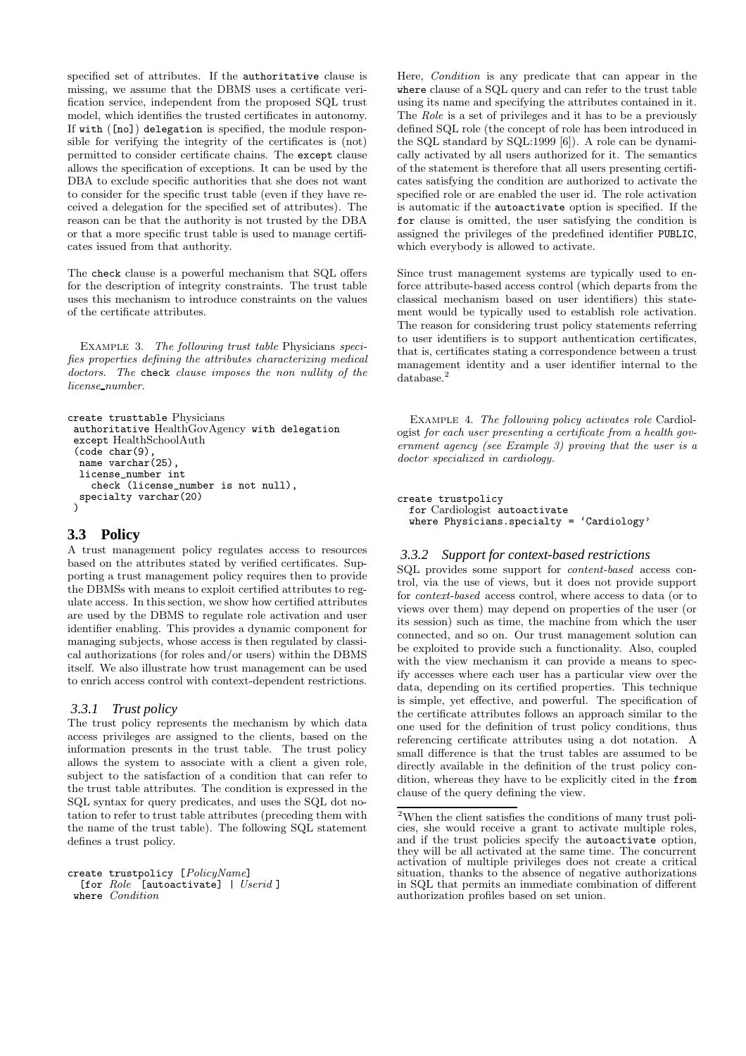specified set of attributes. If the authoritative clause is missing, we assume that the DBMS uses a certificate verification service, independent from the proposed SQL trust model, which identifies the trusted certificates in autonomy. If with ([no]) delegation is specified, the module responsible for verifying the integrity of the certificates is (not) permitted to consider certificate chains. The except clause allows the specification of exceptions. It can be used by the DBA to exclude specific authorities that she does not want to consider for the specific trust table (even if they have received a delegation for the specified set of attributes). The reason can be that the authority is not trusted by the DBA or that a more specific trust table is used to manage certificates issued from that authority.

The check clause is a powerful mechanism that SQL offers for the description of integrity constraints. The trust table uses this mechanism to introduce constraints on the values of the certificate attributes.

Example 3. *The following trust table* Physicians *specifies properties defining the attributes characterizing medical doctors. The* check *clause imposes the non nullity of the license_number.*

```
create trusttable Physicians
 authoritative HealthGovAgency with delegation
 except HealthSchoolAuth
 (code char(9),
  name varchar(25),
  license_number int
    check (license_number is not null),
  specialty varchar(20)
 )
```

## 3.3 Policy

A trust management policy regulates access to resources based on the attributes stated by verified certificates. Supporting a trust management policy requires then to provide the DBMSs with means to exploit certified attributes to regulate access. In this section, we show how certified attributes are used by the DBMS to regulate role activation and user identifier enabling. This provides a dynamic component for managing subjects, whose access is then regulated by classical authorizations (for roles and/or users) within the DBMS itself. We also illustrate how trust management can be used to enrich access control with context-dependent restrictions.

### 3.3.1 Trust policy

The trust policy represents the mechanism by which data access privileges are assigned to the clients, based on the information presents in the trust table. The trust policy allows the system to associate with a client a given role, subject to the satisfaction of a condition that can refer to the trust table attributes. The condition is expressed in the SQL syntax for query predicates, and uses the SQL dot notation to refer to trust table attributes (preceding them with the name of the trust table). The following SQL statement defines a trust policy.

```
create trustpolicy [PolicyName]
  [for Role [autoactivate] | Userid ]
 where Condition
```

Here, *Condition* is any predicate that can appear in the where clause of a SQL query and can refer to the trust table using its name and specifying the attributes contained in it. The *Role* is a set of privileges and it has to be a previously defined SQL role (the concept of role has been introduced in the SQL standard by SQL:1999 [6]). A role can be dynamically activated by all users authorized for it. The semantics of the statement is therefore that all users presenting certificates satisfying the condition are authorized to activate the specified role or are enabled the user id. The role activation is automatic if the autoactivate option is specified. If the for clause is omitted, the user satisfying the condition is assigned the privileges of the predefined identifier PUBLIC, which everybody is allowed to activate.

Since trust management systems are typically used to enforce attribute-based access control (which departs from the classical mechanism based on user identifiers) this statement would be typically used to establish role activation. The reason for considering trust policy statements referring to user identifiers is to support authentication certificates, that is, certificates stating a correspondence between a trust management identity and a user identifier internal to the database.[2]

Example 4. *The following policy activates role* Cardiologist *for each user presenting a certificate from a health government agency (see Example 3) proving that the user is a doctor specialized in cardiology.*

```
create trustpolicy
  for Cardiologist autoactivate
  where Physicians.specialty = 'Cardiology'
```

### 3.3.2 Support for context-based restrictions

SQL provides some support for *content-based* access control, via the use of views, but it does not provide support for *context-based* access control, where access to data (or to views over them) may depend on properties of the user (or its session) such as time, the machine from which the user connected, and so on. Our trust management solution can be exploited to provide such a functionality. Also, coupled with the view mechanism it can provide a means to specify accesses where each user has a particular view over the data, depending on its certified properties. This technique is simple, yet effective, and powerful. The specification of the certificate attributes follows an approach similar to the one used for the definition of trust policy conditions, thus referencing certificate attributes using a dot notation. A small difference is that the trust tables are assumed to be directly available in the definition of the trust policy condition, whereas they have to be explicitly cited in the from clause of the query defining the view.

[2]When the client satisfies the conditions of many trust policies, she would receive a grant to activate multiple roles, and if the trust policies specify the autoactivate option, they will be all activated at the same time. The concurrent activation of multiple privileges does not create a critical situation, thanks to the absence of negative authorizations in SQL that permits an immediate combination of different authorization profiles based on set union.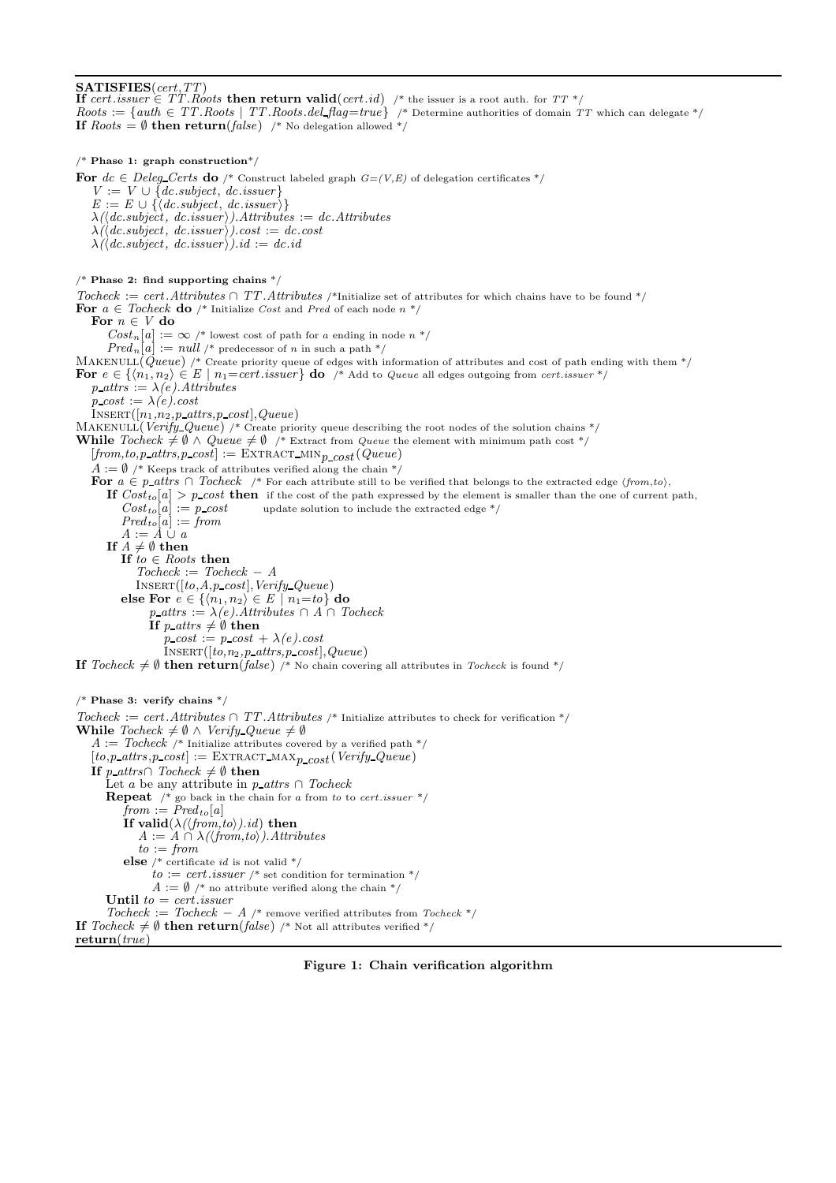```
SATISFIES(cert,TT)
If cert.issuer ∈ TT.Roots then return valid(cert.id)  /* the issuer is a root auth. for TT */
Roots := {auth ∈ TT.Roots | TT.Roots.del_flag=true}  /* Determine authorities of domain TT which can delegate */
If Roots = ∅ then return(false)  /* No delegation allowed */

/* Phase 1: graph construction*/
For dc ∈ Deleg_Certs do /* Construct labeled graph G=(V,E) of delegation certificates */
    V := V ∪ {dc.subject, dc.issuer}
    E := E ∪ {⟨dc.subject, dc.issuer⟩}
    λ(⟨dc.subject, dc.issuer⟩).Attributes := dc.Attributes
    λ(⟨dc.subject, dc.issuer⟩).cost := dc.cost
    λ(⟨dc.subject, dc.issuer⟩).id := dc.id

/* Phase 2: find supporting chains */
Tocheck := cert.Attributes ∩ TT.Attributes /*Initialize set of attributes for which chains have to be found */
For a ∈ Tocheck do /* Initialize Cost and Pred of each node n */
    For n ∈ V do
        Cost_n[a] := ∞ /* lowest cost of path for a ending in node n */
        Pred_n[a] := null /* predecessor of n in such a path */
MAKENULL(Queue) /* Create priority queue of edges with information of attributes and cost of path ending with them */
For e ∈ {⟨n1, n2⟩ ∈ E | n1=cert.issuer} do  /* Add to Queue all edges outgoing from cert.issuer */
    p_attrs := λ(e).Attributes
    p_cost := λ(e).cost
    INSERT([n1,n2,p_attrs,p_cost],Queue)
MAKENULL(Verify_Queue) /* Create priority queue describing the root nodes of the solution chains */
While Tocheck ≠ ∅ ∧ Queue ≠ ∅  /* Extract from Queue the element with minimum path cost */
    [from,to,p_attrs,p_cost] := EXTRACT_MIN_p_cost(Queue)
    A := ∅ /* Keeps track of attributes verified along the chain */
    For a ∈ p_attrs ∩ Tocheck  /* For each attribute still to be verified that belongs to the extracted edge ⟨from,to⟩,
        If Cost_to[a] > p_cost then  if the cost of the path expressed by the element is smaller than the one of current path,
            Cost_to[a] := p_cost        update solution to include the extracted edge */
            Pred_to[a] := from
            A := A ∪ a
    If A ≠ ∅ then
        If to ∈ Roots then
            Tocheck := Tocheck − A
            INSERT([to,A,p_cost],Verify_Queue)
        else For e ∈ {⟨n1, n2⟩ ∈ E | n1=to} do
                p_attrs := λ(e).Attributes ∩ A ∩ Tocheck
                If p_attrs ≠ ∅ then
                    p_cost := p_cost + λ(e).cost
                    INSERT([to,n2,p_attrs,p_cost],Queue)
If Tocheck ≠ ∅ then return(false) /* No chain covering all attributes in Tocheck is found */

/* Phase 3: verify chains */
Tocheck := cert.Attributes ∩ TT.Attributes /* Initialize attributes to check for verification */
While Tocheck ≠ ∅ ∧ Verify_Queue ≠ ∅
    A := Tocheck /* Initialize attributes covered by a verified path */
    [to,p_attrs,p_cost] := EXTRACT_MAX_p_cost(Verify_Queue)
    If p_attrs∩ Tocheck ≠ ∅ then
        Let a be any attribute in p_attrs ∩ Tocheck
        Repeat  /* go back in the chain for a from to to cert.issuer */
            from := Pred_to[a]
            If valid(λ(⟨from,to⟩).id) then
                A := A ∩ λ(⟨from,to⟩).Attributes
                to := from
            else /* certificate id is not valid */
                to := cert.issuer /* set condition for termination */
                A := ∅ /* no attribute verified along the chain */
        Until to = cert.issuer
        Tocheck := Tocheck − A /* remove verified attributes from Tocheck */
If Tocheck ≠ ∅ then return(false) /* Not all attributes verified */
return(true)
```

**Figure 1: Chain verification algorithm**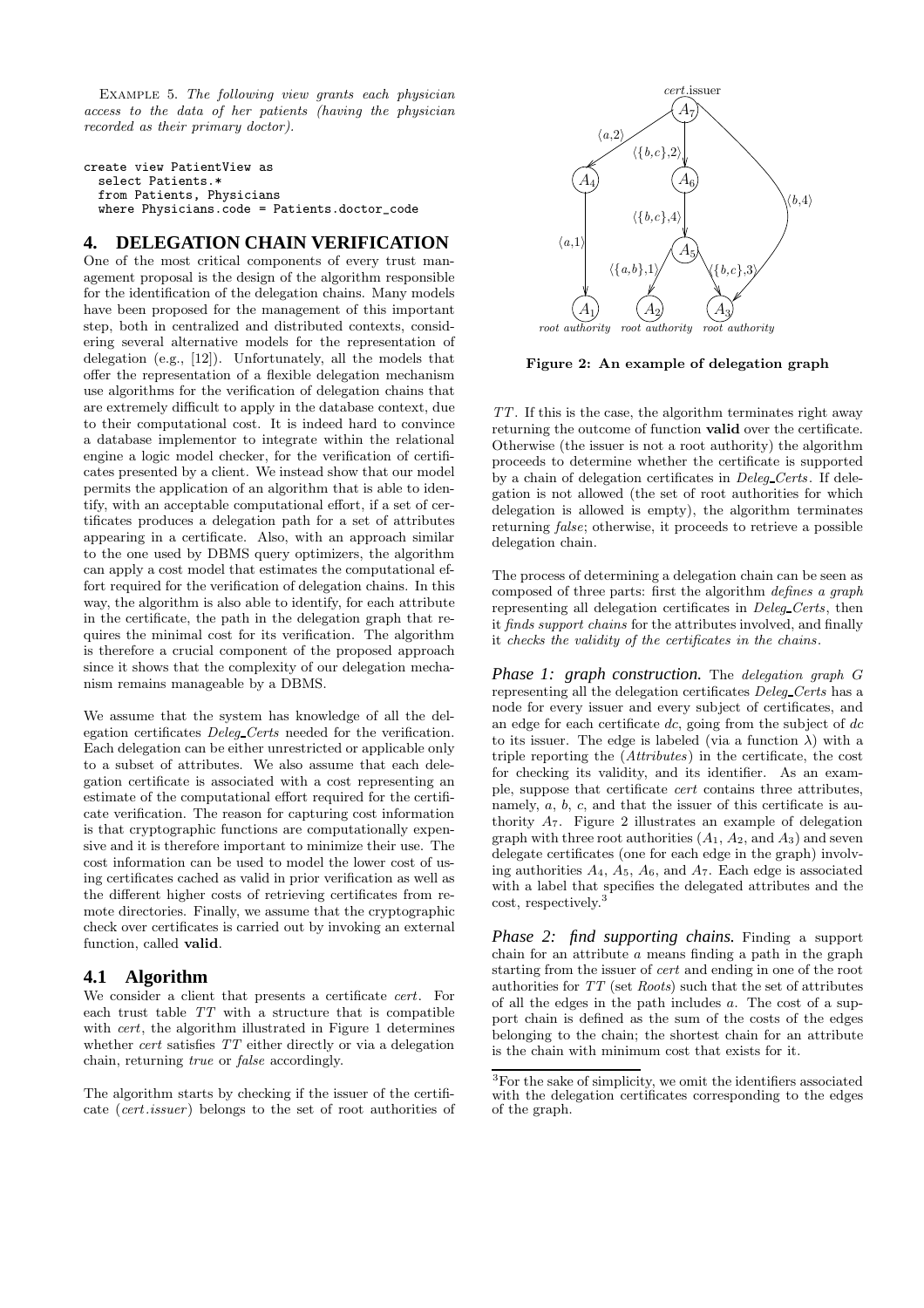EXAMPLE 5. *The following view grants each physician access to the data of her patients (having the physician recorded as their primary doctor).*

```
create view PatientView as
  select Patients.*
  from Patients, Physicians
  where Physicians.code = Patients.doctor_code
```

# 4. DELEGATION CHAIN VERIFICATION

One of the most critical components of every trust management proposal is the design of the algorithm responsible for the identification of the delegation chains. Many models have been proposed for the management of this important step, both in centralized and distributed contexts, considering several alternative models for the representation of delegation (e.g., [12]). Unfortunately, all the models that offer the representation of a flexible delegation mechanism use algorithms for the verification of delegation chains that are extremely difficult to apply in the database context, due to their computational cost. It is indeed hard to convince a database implementor to integrate within the relational engine a logic model checker, for the verification of certificates presented by a client. We instead show that our model permits the application of an algorithm that is able to identify, with an acceptable computational effort, if a set of certificates produces a delegation path for a set of attributes appearing in a certificate. Also, with an approach similar to the one used by DBMS query optimizers, the algorithm can apply a cost model that estimates the computational effort required for the verification of delegation chains. In this way, the algorithm is also able to identify, for each attribute in the certificate, the path in the delegation graph that requires the minimal cost for its verification. The algorithm is therefore a crucial component of the proposed approach since it shows that the complexity of our delegation mechanism remains manageable by a DBMS.

We assume that the system has knowledge of all the delegation certificates *Deleg_Certs* needed for the verification. Each delegation can be either unrestricted or applicable only to a subset of attributes. We also assume that each delegation certificate is associated with a cost representing an estimate of the computational effort required for the certificate verification. The reason for capturing cost information is that cryptographic functions are computationally expensive and it is therefore important to minimize their use. The cost information can be used to model the lower cost of using certificates cached as valid in prior verification as well as the different higher costs of retrieving certificates from remote directories. Finally, we assume that the cryptographic check over certificates is carried out by invoking an external function, called **valid**.

## 4.1 Algorithm

We consider a client that presents a certificate *cert*. For each trust table $TT$ with a structure that is compatible with *cert*, the algorithm illustrated in Figure 1 determines whether *cert* satisfies $TT$ either directly or via a delegation chain, returning *true* or *false* accordingly.

The algorithm starts by checking if the issuer of the certificate (*cert.issuer*) belongs to the set of root authorities of $TT$. If this is the case, the algorithm terminates right away returning the outcome of function **valid** over the certificate. Otherwise (the issuer is not a root authority) the algorithm proceeds to determine whether the certificate is supported by a chain of delegation certificates in *Deleg_Certs*. If delegation is not allowed (the set of root authorities for which delegation is allowed is empty), the algorithm terminates returning *false*; otherwise, it proceeds to retrieve a possible delegation chain.

The process of determining a delegation chain can be seen as composed of three parts: first the algorithm *defines a graph* representing all delegation certificates in *Deleg_Certs*, then it *finds support chains* for the attributes involved, and finally it *checks the validity of the certificates in the chains*.

**Phase 1: graph construction.** The *delegation graph* $G$ representing all the delegation certificates *Deleg_Certs* has a node for every issuer and every subject of certificates, and an edge for each certificate $dc$, going from the subject of $dc$ to its issuer. The edge is labeled (via a function $\lambda$) with a triple reporting the (*Attributes*) in the certificate, the cost for checking its validity, and its identifier. As an example, suppose that certificate *cert* contains three attributes, namely, $a$, $b$, $c$, and that the issuer of this certificate is authority $A_7$. Figure 2 illustrates an example of delegation graph with three root authorities ($A_1$, $A_2$, and $A_3$) and seven delegate certificates (one for each edge in the graph) involving authorities $A_4$, $A_5$, $A_6$, and $A_7$. Each edge is associated with a label that specifies the delegated attributes and the cost, respectively.[3]

**Phase 2: find supporting chains.** Finding a support chain for an attribute $a$ means finding a path in the graph starting from the issuer of *cert* and ending in one of the root authorities for $TT$ (set *Roots*) such that the set of attributes of all the edges in the path includes $a$. The cost of a support chain is defined as the sum of the costs of the edges belonging to the chain; the shortest chain for an attribute is the chain with minimum cost that exists for it.

**Figure 2: An example of delegation graph**

[3]For the sake of simplicity, we omit the identifiers associated with the delegation certificates corresponding to the edges of the graph.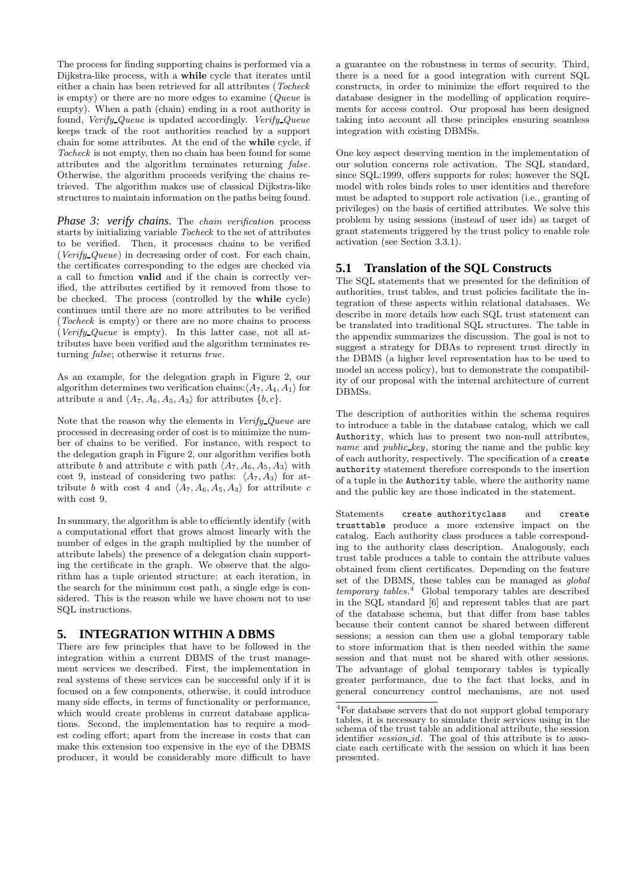The process for finding supporting chains is performed via a Dijkstra-like process, with a **while** cycle that iterates until either a chain has been retrieved for all attributes (*Tocheck* is empty) or there are no more edges to examine (*Queue* is empty). When a path (chain) ending in a root authority is found, *Verify_Queue* is updated accordingly. *Verify_Queue* keeps track of the root authorities reached by a support chain for some attributes. At the end of the **while** cycle, if *Tocheck* is not empty, then no chain has been found for some attributes and the algorithm terminates returning *false*. Otherwise, the algorithm proceeds verifying the chains retrieved. The algorithm makes use of classical Dijkstra-like structures to maintain information on the paths being found.

***Phase 3: verify chains.*** The *chain verification* process starts by initializing variable *Tocheck* to the set of attributes to be verified. Then, it processes chains to be verified (*Verify_Queue*) in decreasing order of cost. For each chain, the certificates corresponding to the edges are checked via a call to function **valid** and if the chain is correctly verified, the attributes certified by it removed from those to be checked. The process (controlled by the **while** cycle) continues until there are no more attributes to be verified (*Tocheck* is empty) or there are no more chains to process (*Verify_Queue* is empty). In this latter case, not all attributes have been verified and the algorithm terminates returning *false*; otherwise it returns *true*.

As an example, for the delegation graph in Figure 2, our algorithm determines two verification chains:$\langle A_7, A_4, A_1\rangle$ for attribute $a$ and $\langle A_7, A_6, A_5, A_3\rangle$ for attributes $\{b, c\}$.

Note that the reason why the elements in *Verify_Queue* are processed in decreasing order of cost is to minimize the number of chains to be verified. For instance, with respect to the delegation graph in Figure 2, our algorithm verifies both attribute $b$ and attribute $c$ with path $\langle A_7, A_6, A_5, A_3\rangle$ with cost 9, instead of considering two paths: $\langle A_7, A_3\rangle$ for attribute $b$ with cost 4 and $\langle A_7, A_6, A_5, A_3\rangle$ for attribute $c$ with cost 9.

In summary, the algorithm is able to efficiently identify (with a computational effort that grows almost linearly with the number of edges in the graph multiplied by the number of attribute labels) the presence of a delegation chain supporting the certificate in the graph. We observe that the algorithm has a tuple oriented structure: at each iteration, in the search for the minimum cost path, a single edge is considered. This is the reason while we have chosen not to use SQL instructions.

## 5. INTEGRATION WITHIN A DBMS

There are few principles that have to be followed in the integration within a current DBMS of the trust management services we described. First, the implementation in real systems of these services can be successful only if it is focused on a few components, otherwise, it could introduce many side effects, in terms of functionality or performance, which would create problems in current database applications. Second, the implementation has to require a modest coding effort; apart from the increase in costs that can make this extension too expensive in the eye of the DBMS producer, it would be considerably more difficult to have a guarantee on the robustness in terms of security. Third, there is a need for a good integration with current SQL constructs, in order to minimize the effort required to the database designer in the modelling of application requirements for access control. Our proposal has been designed taking into account all these principles ensuring seamless integration with existing DBMSs.

One key aspect deserving mention in the implementation of our solution concerns role activation. The SQL standard, since SQL:1999, offers supports for roles; however the SQL model with roles binds roles to user identities and therefore must be adapted to support role activation (i.e., granting of privileges) on the basis of certified attributes. We solve this problem by using sessions (instead of user ids) as target of grant statements triggered by the trust policy to enable role activation (see Section 3.3.1).

### 5.1 Translation of the SQL Constructs

The SQL statements that we presented for the definition of authorities, trust tables, and trust policies facilitate the integration of these aspects within relational databases. We describe in more details how each SQL trust statement can be translated into traditional SQL structures. The table in the appendix summarizes the discussion. The goal is not to suggest a strategy for DBAs to represent trust directly in the DBMS (a higher level representation has to be used to model an access policy), but to demonstrate the compatibility of our proposal with the internal architecture of current DBMSs.

The description of authorities within the schema requires to introduce a table in the database catalog, which we call `Authority`, which has to present two non-null attributes, *name* and *public_key*, storing the name and the public key of each authority, respectively. The specification of a `create authority` statement therefore corresponds to the insertion of a tuple in the `Authority` table, where the authority name and the public key are those indicated in the statement.

Statements `create authorityclass` and `create trusttable` produce a more extensive impact on the catalog. Each authority class produces a table corresponding to the authority class description. Analogously, each trust table produces a table to contain the attribute values obtained from client certificates. Depending on the feature set of the DBMS, these tables can be managed as *global temporary tables*.[4] Global temporary tables are described in the SQL standard [6] and represent tables that are part of the database schema, but that differ from base tables because their content cannot be shared between different sessions; a session can then use a global temporary table to store information that is then needed within the same session and that must not be shared with other sessions. The advantage of global temporary tables is typically greater performance, due to the fact that locks, and in general concurrency control mechanisms, are not used

[4]For database servers that do not support global temporary tables, it is necessary to simulate their services using in the schema of the trust table an additional attribute, the session identifier *session_id*. The goal of this attribute is to associate each certificate with the session on which it has been presented.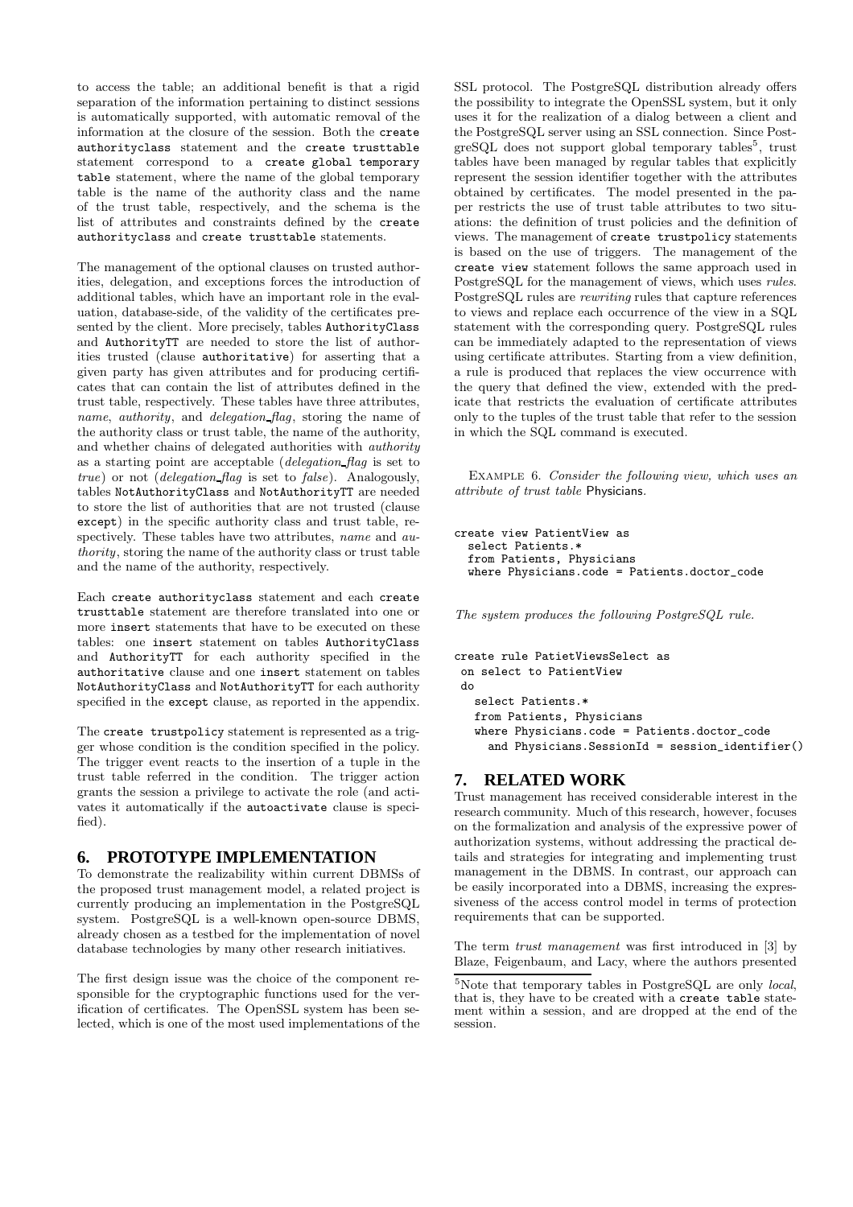to access the table; an additional benefit is that a rigid separation of the information pertaining to distinct sessions is automatically supported, with automatic removal of the information at the closure of the session. Both the `create authorityclass` statement and the `create trusttable` statement correspond to a `create global temporary table` statement, where the name of the global temporary table is the name of the authority class and the name of the trust table, respectively, and the schema is the list of attributes and constraints defined by the `create authorityclass` and `create trusttable` statements.

The management of the optional clauses on trusted authorities, delegation, and exceptions forces the introduction of additional tables, which have an important role in the evaluation, database-side, of the validity of the certificates presented by the client. More precisely, tables `AuthorityClass` and `AuthorityTT` are needed to store the list of authorities trusted (clause `authoritative`) for asserting that a given party has given attributes and for producing certificates that can contain the list of attributes defined in the trust table, respectively. These tables have three attributes, *name*, *authority*, and *delegation_flag*, storing the name of the authority class or trust table, the name of the authority, and whether chains of delegated authorities with *authority* as a starting point are acceptable (*delegation_flag* is set to *true*) or not (*delegation_flag* is set to *false*). Analogously, tables `NotAuthorityClass` and `NotAuthorityTT` are needed to store the list of authorities that are not trusted (clause `except`) in the specific authority class and trust table, respectively. These tables have two attributes, *name* and *authority*, storing the name of the authority class or trust table and the name of the authority, respectively.

Each `create authorityclass` statement and each `create trusttable` statement are therefore translated into one or more `insert` statements that have to be executed on these tables: one `insert` statement on tables `AuthorityClass` and `AuthorityTT` for each authority specified in the `authoritative` clause and one `insert` statement on tables `NotAuthorityClass` and `NotAuthorityTT` for each authority specified in the `except` clause, as reported in the appendix.

The `create trustpolicy` statement is represented as a trigger whose condition is the condition specified in the policy. The trigger event reacts to the insertion of a tuple in the trust table referred in the condition. The trigger action grants the session a privilege to activate the role (and activates it automatically if the `autoactivate` clause is specified).

## 6. PROTOTYPE IMPLEMENTATION

To demonstrate the realizability within current DBMSs of the proposed trust management model, a related project is currently producing an implementation in the PostgreSQL system. PostgreSQL is a well-known open-source DBMS, already chosen as a testbed for the implementation of novel database technologies by many other research initiatives.

The first design issue was the choice of the component responsible for the cryptographic functions used for the verification of certificates. The OpenSSL system has been selected, which is one of the most used implementations of the SSL protocol. The PostgreSQL distribution already offers the possibility to integrate the OpenSSL system, but it only uses it for the realization of a dialog between a client and the PostgreSQL server using an SSL connection. Since PostgreSQL does not support global temporary tables[5], trust tables have been managed by regular tables that explicitly represent the session identifier together with the attributes obtained by certificates. The model presented in the paper restricts the use of trust table attributes to two situations: the definition of trust policies and the definition of views. The management of `create trustpolicy` statements is based on the use of triggers. The management of the `create view` statement follows the same approach used in PostgreSQL for the management of views, which uses *rules*. PostgreSQL rules are *rewriting* rules that capture references to views and replace each occurrence of the view in a SQL statement with the corresponding query. PostgreSQL rules can be immediately adapted to the representation of views using certificate attributes. Starting from a view definition, a rule is produced that replaces the view occurrence with the query that defined the view, extended with the predicate that restricts the evaluation of certificate attributes only to the tuples of the trust table that refer to the session in which the SQL command is executed.

EXAMPLE 6. *Consider the following view, which uses an attribute of trust table* Physicians.

```
create view PatientView as
  select Patients.*
  from Patients, Physicians
  where Physicians.code = Patients.doctor_code
```

*The system produces the following PostgreSQL rule.*

```
create rule PatietViewsSelect as
 on select to PatientView
 do
   select Patients.*
   from Patients, Physicians
   where Physicians.code = Patients.doctor_code
     and Physicians.SessionId = session_identifier()
```

## 7. RELATED WORK

Trust management has received considerable interest in the research community. Much of this research, however, focuses on the formalization and analysis of the expressive power of authorization systems, without addressing the practical details and strategies for integrating and implementing trust management in the DBMS. In contrast, our approach can be easily incorporated into a DBMS, increasing the expressiveness of the access control model in terms of protection requirements that can be supported.

The term *trust management* was first introduced in [3] by Blaze, Feigenbaum, and Lacy, where the authors presented

[5]Note that temporary tables in PostgreSQL are only *local*, that is, they have to be created with a `create table` statement within a session, and are dropped at the end of the session.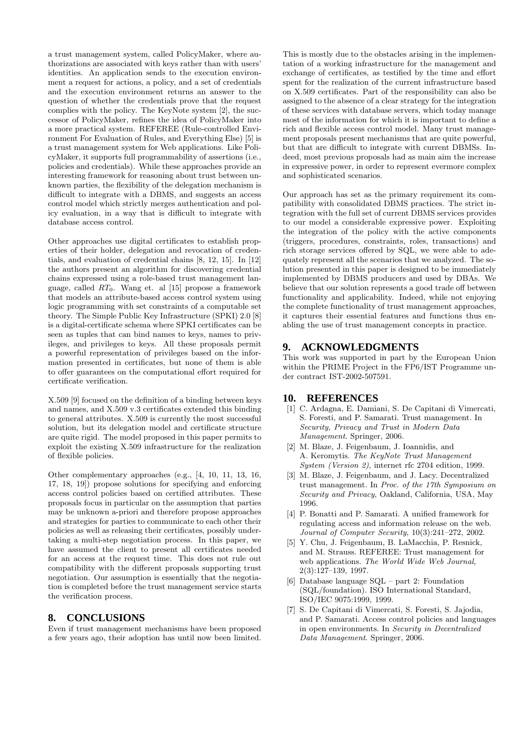a trust management system, called PolicyMaker, where authorizations are associated with keys rather than with users' identities. An application sends to the execution environment a request for actions, a policy, and a set of credentials and the execution environment returns an answer to the question of whether the credentials prove that the request complies with the policy. The KeyNote system [2], the successor of PolicyMaker, refines the idea of PolicyMaker into a more practical system. REFEREE (Rule-controlled Environment For Evaluation of Rules, and Everything Else) [5] is a trust management system for Web applications. Like PolicyMaker, it supports full programmability of assertions (i.e., policies and credentials). While these approaches provide an interesting framework for reasoning about trust between unknown parties, the flexibility of the delegation mechanism is difficult to integrate with a DBMS, and suggests an access control model which strictly merges authentication and policy evaluation, in a way that is difficult to integrate with database access control.

Other approaches use digital certificates to establish properties of their holder, delegation and revocation of credentials, and evaluation of credential chains [8, 12, 15]. In [12] the authors present an algorithm for discovering credential chains expressed using a role-based trust management language, called $RT_0$. Wang et. al [15] propose a framework that models an attribute-based access control system using logic programming with set constraints of a computable set theory. The Simple Public Key Infrastructure (SPKI) 2.0 [8] is a digital-certificate schema where SPKI certificates can be seen as tuples that can bind names to keys, names to privileges, and privileges to keys. All these proposals permit a powerful representation of privileges based on the information presented in certificates, but none of them is able to offer guarantees on the computational effort required for certificate verification.

X.509 [9] focused on the definition of a binding between keys and names, and X.509 v.3 certificates extended this binding to general attributes. X.509 is currently the most successful solution, but its delegation model and certificate structure are quite rigid. The model proposed in this paper permits to exploit the existing X.509 infrastructure for the realization of flexible policies.

Other complementary approaches (e.g., [4, 10, 11, 13, 16, 17, 18, 19]) propose solutions for specifying and enforcing access control policies based on certified attributes. These proposals focus in particular on the assumption that parties may be unknown a-priori and therefore propose approaches and strategies for parties to communicate to each other their policies as well as releasing their certificates, possibly undertaking a multi-step negotiation process. In this paper, we have assumed the client to present all certificates needed for an access at the request time. This does not rule out compatibility with the different proposals supporting trust negotiation. Our assumption is essentially that the negotiation is completed before the trust management service starts the verification process.

## 8. CONCLUSIONS

Even if trust management mechanisms have been proposed a few years ago, their adoption has until now been limited. This is mostly due to the obstacles arising in the implementation of a working infrastructure for the management and exchange of certificates, as testified by the time and effort spent for the realization of the current infrastructure based on X.509 certificates. Part of the responsibility can also be assigned to the absence of a clear strategy for the integration of these services with database servers, which today manage most of the information for which it is important to define a rich and flexible access control model. Many trust management proposals present mechanisms that are quite powerful, but that are difficult to integrate with current DBMSs. Indeed, most previous proposals had as main aim the increase in expressive power, in order to represent evermore complex and sophisticated scenarios.

Our approach has set as the primary requirement its compatibility with consolidated DBMS practices. The strict integration with the full set of current DBMS services provides to our model a considerable expressive power. Exploiting the integration of the policy with the active components (triggers, procedures, constraints, roles, transactions) and rich storage services offered by SQL, we were able to adequately represent all the scenarios that we analyzed. The solution presented in this paper is designed to be immediately implemented by DBMS producers and used by DBAs. We believe that our solution represents a good trade off between functionality and applicability. Indeed, while not enjoying the complete functionality of trust management approaches, it captures their essential features and functions thus enabling the use of trust management concepts in practice.

## 9. ACKNOWLEDGMENTS

This work was supported in part by the European Union within the PRIME Project in the FP6/IST Programme under contract IST-2002-507591.

## 10. REFERENCES

[1] C. Ardagna, E. Damiani, S. De Capitani di Vimercati, S. Foresti, and P. Samarati. Trust management. In *Security, Privacy and Trust in Modern Data Management*. Springer, 2006.

[2] M. Blaze, J. Feigenbaum, J. Ioannidis, and A. Keromytis. *The KeyNote Trust Management System (Version 2)*, internet rfc 2704 edition, 1999.

[3] M. Blaze, J. Feigenbaum, and J. Lacy. Decentralized trust management. In *Proc. of the 17th Symposium on Security and Privacy*, Oakland, California, USA, May 1996.

[4] P. Bonatti and P. Samarati. A unified framework for regulating access and information release on the web. *Journal of Computer Security*, 10(3):241–272, 2002.

[5] Y. Chu, J. Feigenbaum, B. LaMacchia, P. Resnick, and M. Strauss. REFEREE: Trust management for web applications. *The World Wide Web Journal*, 2(3):127–139, 1997.

[6] Database language SQL – part 2: Foundation (SQL/foundation). ISO International Standard, ISO/IEC 9075:1999, 1999.

[7] S. De Capitani di Vimercati, S. Foresti, S. Jajodia, and P. Samarati. Access control policies and languages in open environments. In *Security in Decentralized Data Management*. Springer, 2006.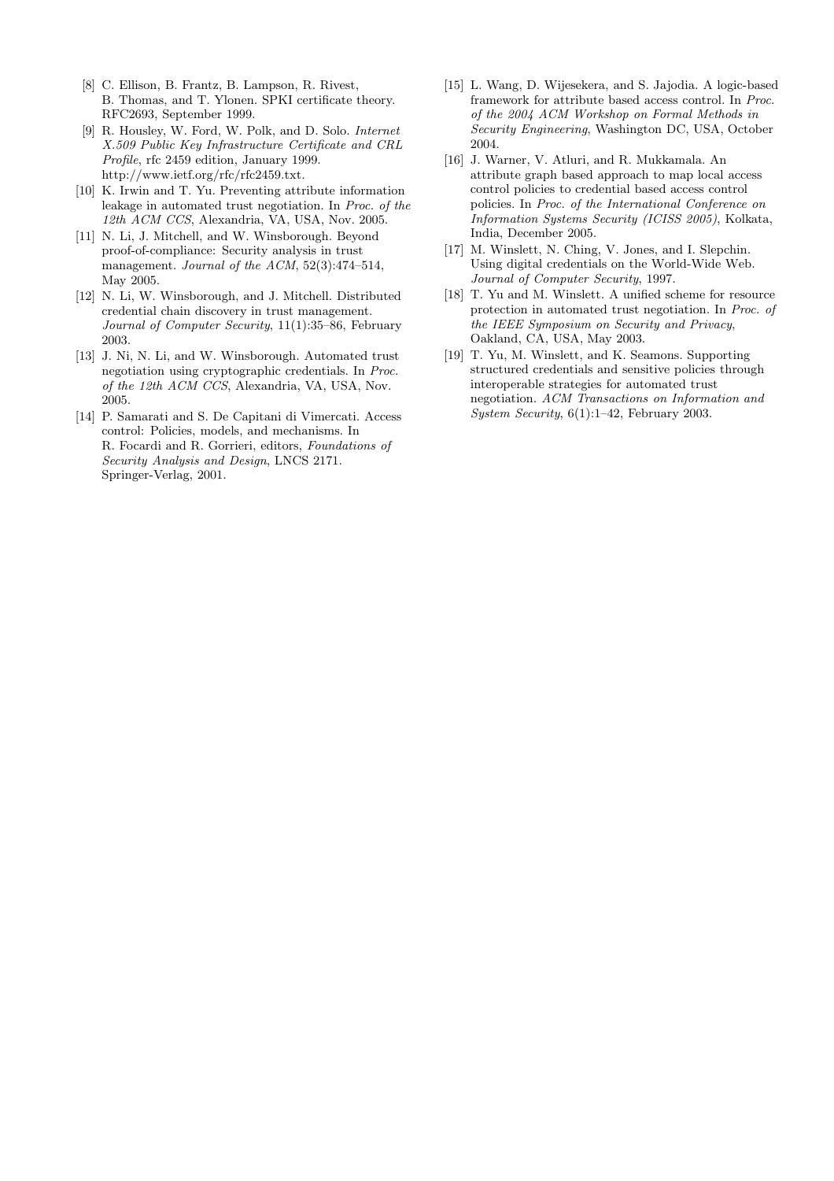[8] C. Ellison, B. Frantz, B. Lampson, R. Rivest, B. Thomas, and T. Ylonen. SPKI certificate theory. RFC2693, September 1999.

[9] R. Housley, W. Ford, W. Polk, and D. Solo. *Internet X.509 Public Key Infrastructure Certificate and CRL Profile*, rfc 2459 edition, January 1999. http://www.ietf.org/rfc/rfc2459.txt.

[10] K. Irwin and T. Yu. Preventing attribute information leakage in automated trust negotiation. In *Proc. of the 12th ACM CCS*, Alexandria, VA, USA, Nov. 2005.

[11] N. Li, J. Mitchell, and W. Winsborough. Beyond proof-of-compliance: Security analysis in trust management. *Journal of the ACM*, 52(3):474–514, May 2005.

[12] N. Li, W. Winsborough, and J. Mitchell. Distributed credential chain discovery in trust management. *Journal of Computer Security*, 11(1):35–86, February 2003.

[13] J. Ni, N. Li, and W. Winsborough. Automated trust negotiation using cryptographic credentials. In *Proc. of the 12th ACM CCS*, Alexandria, VA, USA, Nov. 2005.

[14] P. Samarati and S. De Capitani di Vimercati. Access control: Policies, models, and mechanisms. In R. Focardi and R. Gorrieri, editors, *Foundations of Security Analysis and Design*, LNCS 2171. Springer-Verlag, 2001.

[15] L. Wang, D. Wijesekera, and S. Jajodia. A logic-based framework for attribute based access control. In *Proc. of the 2004 ACM Workshop on Formal Methods in Security Engineering*, Washington DC, USA, October 2004.

[16] J. Warner, V. Atluri, and R. Mukkamala. An attribute graph based approach to map local access control policies to credential based access control policies. In *Proc. of the International Conference on Information Systems Security (ICISS 2005)*, Kolkata, India, December 2005.

[17] M. Winslett, N. Ching, V. Jones, and I. Slepchin. Using digital credentials on the World-Wide Web. *Journal of Computer Security*, 1997.

[18] T. Yu and M. Winslett. A unified scheme for resource protection in automated trust negotiation. In *Proc. of the IEEE Symposium on Security and Privacy*, Oakland, CA, USA, May 2003.

[19] T. Yu, M. Winslett, and K. Seamons. Supporting structured credentials and sensitive policies through interoperable strategies for automated trust negotiation. *ACM Transactions on Information and System Security*, 6(1):1–42, February 2003.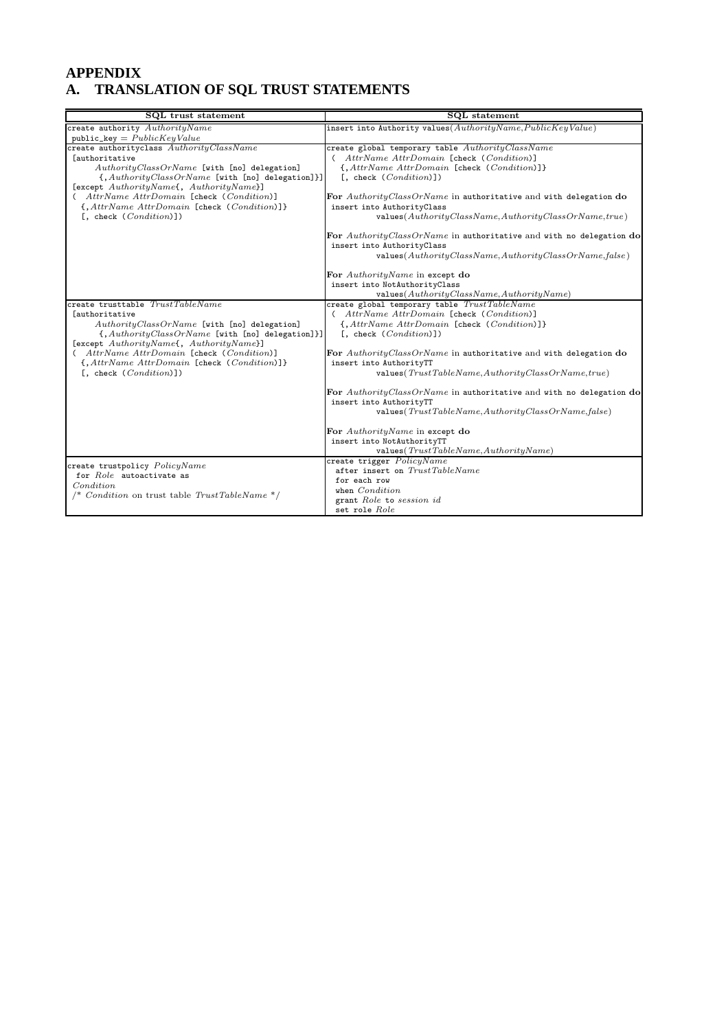# APPENDIX

## A. TRANSLATION OF SQL TRUST STATEMENTS

| SQL trust statement | SQL statement |
|---|---|
| create authority *AuthorityName* <br> public_key = *PublicKeyValue* | insert into Authority values(*AuthorityName*,*PublicKeyValue*) |
| create authorityclass *AuthorityClassName* <br> [authoritative <br> *AuthorityClassOrName* [with [no] delegation] <br> {,*AuthorityClassOrName* [with [no] delegation]}] <br> [except *AuthorityName*{, *AuthorityName*}] <br> ( *AttrName AttrDomain* [check (*Condition*)] <br> {,*AttrName AttrDomain* [check (*Condition*)]} <br> [, check (*Condition*)]) | create global temporary table *AuthorityClassName* <br> ( *AttrName AttrDomain* [check (*Condition*)] <br> {,*AttrName AttrDomain* [check (*Condition*)]} <br> [, check (*Condition*)]) <br><br> **For** *AuthorityClassOrName* in authoritative and with delegation **do** <br> insert into AuthorityClass <br> values(*AuthorityClassName*,*AuthorityClassOrName*,*true*) <br><br> **For** *AuthorityClassOrName* in authoritative and with no delegation **do** <br> insert into AuthorityClass <br> values(*AuthorityClassName*,*AuthorityClassOrName*,*false*) <br><br> **For** *AuthorityName* in except **do** <br> insert into NotAuthorityClass <br> values(*AuthorityClassName*,*AuthorityName*) |
| create trusttable *TrustTableName* <br> [authoritative <br> *AuthorityClassOrName* [with [no] delegation] <br> {,*AuthorityClassOrName* [with [no] delegation]}] <br> [except *AuthorityName*{, *AuthorityName*}] <br> ( *AttrName AttrDomain* [check (*Condition*)] <br> {,*AttrName AttrDomain* [check (*Condition*)]} <br> [, check (*Condition*)]) | create global temporary table *TrustTableName* <br> ( *AttrName AttrDomain* [check (*Condition*)] <br> {,*AttrName AttrDomain* [check (*Condition*)]} <br> [, check (*Condition*)]) <br><br> **For** *AuthorityClassOrName* in authoritative and with delegation **do** <br> insert into AuthorityTT <br> values(*TrustTableName*,*AuthorityClassOrName*,*true*) <br><br> **For** *AuthorityClassOrName* in authoritative and with no delegation **do** <br> insert into AuthorityTT <br> values(*TrustTableName*,*AuthorityClassOrName*,*false*) <br><br> **For** *AuthorityName* in except **do** <br> insert into NotAuthorityTT <br> values(*TrustTableName*,*AuthorityName*) |
| create trustpolicy *PolicyName* <br> for *Role* autoactivate as <br> *Condition* <br> /* *Condition* on trust table *TrustTableName* */ | create trigger *PolicyName* <br> after insert on *TrustTableName* <br> for each row <br> when *Condition* <br> grant *Role* to *session id* <br> set role *Role* |